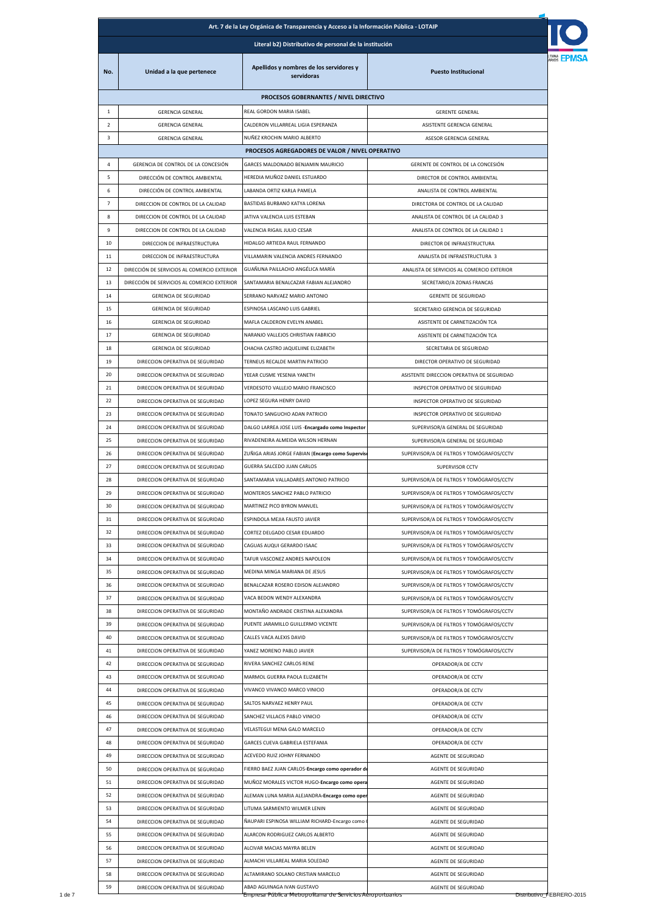| Art. 7 de la Ley Orgánica de Transparencia y Acceso a la Información Pública - LOTAIP | | | |
|---|---|---|---|
| Literal b2) Distributivo de personal de la institución | | | |
| **No.** | **Unidad a la que pertenece** | **Apellidos y nombres de los servidores y servidoras** | **Puesto Institucional** |
| | | **PROCESOS GOBERNANTES / NIVEL DIRECTIVO** | |
| 1 | GERENCIA GENERAL | REAL GORDON MARIA ISABEL | GERENTE GENERAL |
| 2 | GERENCIA GENERAL | CALDERON VILLARREAL LIGIA ESPERANZA | ASISTENTE GERENCIA GENERAL |
| 3 | GERENCIA GENERAL | NUÑEZ KROCHIN MARIO ALBERTO | ASESOR GERENCIA GENERAL |
| | | **PROCESOS AGREGADORES DE VALOR / NIVEL OPERATIVO** | |
| 4 | GERENCIA DE CONTROL DE LA CONCESIÓN | GARCES MALDONADO BENJAMIN MAURICIO | GERENTE DE CONTROL DE LA CONCESIÓN |
| 5 | DIRECCIÓN DE CONTROL AMBIENTAL | HEREDIA MUÑOZ DANIEL ESTUARDO | DIRECTOR DE CONTROL AMBIENTAL |
| 6 | DIRECCIÓN DE CONTROL AMBIENTAL | LABANDA ORTIZ KARLA PAMELA | ANALISTA DE CONTROL AMBIENTAL |
| 7 | DIRECCION DE CONTROL DE LA CALIDAD | BASTIDAS BURBANO KATYA LORENA | DIRECTORA DE CONTROL DE LA CALIDAD |
| 8 | DIRECCION DE CONTROL DE LA CALIDAD | JATIVA VALENCIA LUIS ESTEBAN | ANALISTA DE CONTROL DE LA CALIDAD 3 |
| 9 | DIRECCION DE CONTROL DE LA CALIDAD | VALENCIA RIGAIL JULIO CESAR | ANALISTA DE CONTROL DE LA CALIDAD 1 |
| 10 | DIRECCION DE INFRAESTRUCTURA | HIDALGO ARTIEDA RAUL FERNANDO | DIRECTOR DE INFRAESTRUCTURA |
| 11 | DIRECCION DE INFRAESTRUCTURA | VILLAMARIN VALENCIA ANDRES FERNANDO | ANALISTA DE INFRAESTRUCTURA 3 |
| 12 | DIRECCIÓN DE SERVICIOS AL COMERCIO EXTERIOR | GUAÑUNA PAILLACHO ANGÉLICA MARÍA | ANALISTA DE SERVICIOS AL COMERCIO EXTERIOR |
| 13 | DIRECCIÓN DE SERVICIOS AL COMERCIO EXTERIOR | SANTAMARIA BENALCAZAR FABIAN ALEJANDRO | SECRETARIO/A ZONAS FRANCAS |
| 14 | GERENCIA DE SEGURIDAD | SERRANO NARVAEZ MARIO ANTONIO | GERENTE DE SEGURIDAD |
| 15 | GERENCIA DE SEGURIDAD | ESPINOSA LASCANO LUIS GABRIEL | SECRETARIO GERENCIA DE SEGURIDAD |
| 16 | GERENCIA DE SEGURIDAD | MAFLA CALDERON EVELYN ANABEL | ASISTENTE DE CARNETIZACIÓN TCA |
| 17 | GERENCIA DE SEGURIDAD | NARANJO VALLEJOS CHRISTIAN FABRICIO | ASISTENTE DE CARNETIZACIÓN TCA |
| 18 | GERENCIA DE SEGURIDAD | CHACHA CASTRO JAQUELIINE ELIZABETH | SECRETARIA DE SEGURIDAD |
| 19 | DIRECCION OPERATIVA DE SEGURIDAD | TERNEUS RECALDE MARTIN PATRICIO | DIRECTOR OPERATIVO DE SEGURIDAD |
| 20 | DIRECCION OPERATIVA DE SEGURIDAD | YEEAR CUSME YESENIA YANETH | ASISTENTE DIRECCION OPERATIVA DE SEGURIDAD |
| 21 | DIRECCION OPERATIVA DE SEGURIDAD | VERDESOTO VALLEJO MARIO FRANCISCO | INSPECTOR OPERATIVO DE SEGURIDAD |
| 22 | DIRECCION OPERATIVA DE SEGURIDAD | LOPEZ SEGURA HENRY DAVID | INSPECTOR OPERATIVO DE SEGURIDAD |
| 23 | DIRECCION OPERATIVA DE SEGURIDAD | TONATO SANGUCHO ADAN PATRICIO | INSPECTOR OPERATIVO DE SEGURIDAD |
| 24 | DIRECCION OPERATIVA DE SEGURIDAD | DALGO LARREA JOSE LUIS -**Encargado como Inspector** | SUPERVISOR/A GENERAL DE SEGURIDAD |
| 25 | DIRECCION OPERATIVA DE SEGURIDAD | RIVADENEIRA ALMEIDA WILSON HERNAN | SUPERVISOR/A GENERAL DE SEGURIDAD |
| 26 | DIRECCION OPERATIVA DE SEGURIDAD | ZUÑIGA ARIAS JORGE FABIAN (**Encargo como Supervis** | SUPERVISOR/A DE FILTROS Y TOMÓGRAFOS/CCTV |
| 27 | DIRECCION OPERATIVA DE SEGURIDAD | GUERRA SALCEDO JUAN CARLOS | SUPERVISOR CCTV |
| 28 | DIRECCION OPERATIVA DE SEGURIDAD | SANTAMARIA VALLADARES ANTONIO PATRICIO | SUPERVISOR/A DE FILTROS Y TOMÓGRAFOS/CCTV |
| 29 | DIRECCION OPERATIVA DE SEGURIDAD | MONTEROS SANCHEZ PABLO PATRICIO | SUPERVISOR/A DE FILTROS Y TOMÓGRAFOS/CCTV |
| 30 | DIRECCION OPERATIVA DE SEGURIDAD | MARTINEZ PICO BYRON MANUEL | SUPERVISOR/A DE FILTROS Y TOMÓGRAFOS/CCTV |
| 31 | DIRECCION OPERATIVA DE SEGURIDAD | ESPINDOLA MEJIA FAUSTO JAVIER | SUPERVISOR/A DE FILTROS Y TOMÓGRAFOS/CCTV |
| 32 | DIRECCION OPERATIVA DE SEGURIDAD | CORTEZ DELGADO CESAR EDUARDO | SUPERVISOR/A DE FILTROS Y TOMÓGRAFOS/CCTV |
| 33 | DIRECCION OPERATIVA DE SEGURIDAD | CAGUAS AUQUI GERARDO ISAAC | SUPERVISOR/A DE FILTROS Y TOMÓGRAFOS/CCTV |
| 34 | DIRECCION OPERATIVA DE SEGURIDAD | TAFUR VASCONEZ ANDRES NAPOLEON | SUPERVISOR/A DE FILTROS Y TOMÓGRAFOS/CCTV |
| 35 | DIRECCION OPERATIVA DE SEGURIDAD | MEDINA MINGA MARIANA DE JESUS | SUPERVISOR/A DE FILTROS Y TOMÓGRAFOS/CCTV |
| 36 | DIRECCION OPERATIVA DE SEGURIDAD | BENALCAZAR ROSERO EDISON ALEJANDRO | SUPERVISOR/A DE FILTROS Y TOMÓGRAFOS/CCTV |
| 37 | DIRECCION OPERATIVA DE SEGURIDAD | VACA BEDON WENDY ALEXANDRA | SUPERVISOR/A DE FILTROS Y TOMÓGRAFOS/CCTV |
| 38 | DIRECCION OPERATIVA DE SEGURIDAD | MONTAÑO ANDRADE CRISTINA ALEXANDRA | SUPERVISOR/A DE FILTROS Y TOMÓGRAFOS/CCTV |
| 39 | DIRECCION OPERATIVA DE SEGURIDAD | PUENTE JARAMILLO GUILLERMO VICENTE | SUPERVISOR/A DE FILTROS Y TOMÓGRAFOS/CCTV |
| 40 | DIRECCION OPERATIVA DE SEGURIDAD | CALLES VACA ALEXIS DAVID | SUPERVISOR/A DE FILTROS Y TOMÓGRAFOS/CCTV |
| 41 | DIRECCION OPERATIVA DE SEGURIDAD | YANEZ MORENO PABLO JAVIER | SUPERVISOR/A DE FILTROS Y TOMÓGRAFOS/CCTV |
| 42 | DIRECCION OPERATIVA DE SEGURIDAD | RIVERA SANCHEZ CARLOS RENE | OPERADOR/A DE CCTV |
| 43 | DIRECCION OPERATIVA DE SEGURIDAD | MARMOL GUERRA PAOLA ELIZABETH | OPERADOR/A DE CCTV |
| 44 | DIRECCION OPERATIVA DE SEGURIDAD | VIVANCO VIVANCO MARCO VINICIO | OPERADOR/A DE CCTV |
| 45 | DIRECCION OPERATIVA DE SEGURIDAD | SALTOS NARVAEZ HENRY PAUL | OPERADOR/A DE CCTV |
| 46 | DIRECCION OPERATIVA DE SEGURIDAD | SANCHEZ VILLACIS PABLO VINICIO | OPERADOR/A DE CCTV |
| 47 | DIRECCION OPERATIVA DE SEGURIDAD | VELASTEGUI MENA GALO MARCELO | OPERADOR/A DE CCTV |
| 48 | DIRECCION OPERATIVA DE SEGURIDAD | GARCES CUEVA GABRIELA ESTEFANIA | OPERADOR/A DE CCTV |
| 49 | DIRECCION OPERATIVA DE SEGURIDAD | ACEVEDO RUIZ JOHNY FERNANDO | AGENTE DE SEGURIDAD |
| 50 | DIRECCION OPERATIVA DE SEGURIDAD | FIERRO BAEZ JUAN CARLOS-**Encargo como operador d** | AGENTE DE SEGURIDAD |
| 51 | DIRECCION OPERATIVA DE SEGURIDAD | MUÑOZ MORALES VICTOR HUGO-**Encargo como opera** | AGENTE DE SEGURIDAD |
| 52 | DIRECCION OPERATIVA DE SEGURIDAD | ALEMAN LUNA MARIA ALEJANDRA-**Encargo como oper** | AGENTE DE SEGURIDAD |
| 53 | DIRECCION OPERATIVA DE SEGURIDAD | LITUMA SARMIENTO WILMER LENIN | AGENTE DE SEGURIDAD |
| 54 | DIRECCION OPERATIVA DE SEGURIDAD | ÑAUPARI ESPINOSA WILLIAM RICHARD-Encargo como | AGENTE DE SEGURIDAD |
| 55 | DIRECCION OPERATIVA DE SEGURIDAD | ALARCON RODRIGUEZ CARLOS ALBERTO | AGENTE DE SEGURIDAD |
| 56 | DIRECCION OPERATIVA DE SEGURIDAD | ALCIVAR MACIAS MAYRA BELEN | AGENTE DE SEGURIDAD |
| 57 | DIRECCION OPERATIVA DE SEGURIDAD | ALMACHI VILLAREAL MARIA SOLEDAD | AGENTE DE SEGURIDAD |
| 58 | DIRECCION OPERATIVA DE SEGURIDAD | ALTAMIRANO SOLANO CRISTIAN MARCELO | AGENTE DE SEGURIDAD |
| 59 | DIRECCION OPERATIVA DE SEGURIDAD | ABAD AGUINAGA IVAN GUSTAVO | AGENTE DE SEGURIDAD |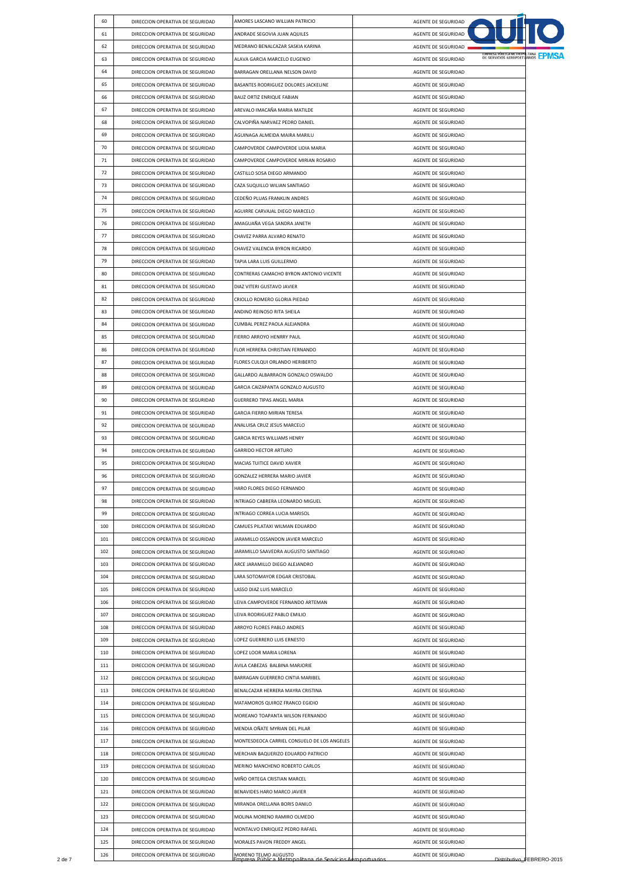| 60 | DIRECCION OPERATIVA DE SEGURIDAD | AMORES LASCANO WILLIAN PATRICIO | AGENTE DE SEGURIDAD |
|---|---|---|---|
| 61 | DIRECCION OPERATIVA DE SEGURIDAD | ANDRADE SEGOVIA JUAN AQUILES | AGENTE DE SEGURIDAD |
| 62 | DIRECCION OPERATIVA DE SEGURIDAD | MEDRANO BENALCAZAR SASKIA KARINA | AGENTE DE SEGURIDAD |
| 63 | DIRECCION OPERATIVA DE SEGURIDAD | ALAVA GARCIA MARCELO EUGENIO | AGENTE DE SEGURIDAD |
| 64 | DIRECCION OPERATIVA DE SEGURIDAD | BARRAGAN ORELLANA NELSON DAVID | AGENTE DE SEGURIDAD |
| 65 | DIRECCION OPERATIVA DE SEGURIDAD | BASANTES RODRIGUEZ DOLORES JACKELINE | AGENTE DE SEGURIDAD |
| 66 | DIRECCION OPERATIVA DE SEGURIDAD | BAUZ ORTIZ ENRIQUE FABIAN | AGENTE DE SEGURIDAD |
| 67 | DIRECCION OPERATIVA DE SEGURIDAD | AREVALO IMACAÑA MARIA MATILDE | AGENTE DE SEGURIDAD |
| 68 | DIRECCION OPERATIVA DE SEGURIDAD | CALVOPIÑA NARVAEZ PEDRO DANIEL | AGENTE DE SEGURIDAD |
| 69 | DIRECCION OPERATIVA DE SEGURIDAD | AGUINAGA ALMEIDA MAIRA MARILU | AGENTE DE SEGURIDAD |
| 70 | DIRECCION OPERATIVA DE SEGURIDAD | CAMPOVERDE CAMPOVERDE LIDIA MARIA | AGENTE DE SEGURIDAD |
| 71 | DIRECCION OPERATIVA DE SEGURIDAD | CAMPOVERDE CAMPOVERDE MIRIAN ROSARIO | AGENTE DE SEGURIDAD |
| 72 | DIRECCION OPERATIVA DE SEGURIDAD | CASTILLO SOSA DIEGO ARMANDO | AGENTE DE SEGURIDAD |
| 73 | DIRECCION OPERATIVA DE SEGURIDAD | CAZA SUQUILLO WILIAN SANTIAGO | AGENTE DE SEGURIDAD |
| 74 | DIRECCION OPERATIVA DE SEGURIDAD | CEDEÑO PLUAS FRANKLIN ANDRES | AGENTE DE SEGURIDAD |
| 75 | DIRECCION OPERATIVA DE SEGURIDAD | AGUIRRE CARVAJAL DIEGO MARCELO | AGENTE DE SEGURIDAD |
| 76 | DIRECCION OPERATIVA DE SEGURIDAD | AMAGUAÑA VEGA SANDRA JANETH | AGENTE DE SEGURIDAD |
| 77 | DIRECCION OPERATIVA DE SEGURIDAD | CHAVEZ PARRA ALVARO RENATO | AGENTE DE SEGURIDAD |
| 78 | DIRECCION OPERATIVA DE SEGURIDAD | CHAVEZ VALENCIA BYRON RICARDO | AGENTE DE SEGURIDAD |
| 79 | DIRECCION OPERATIVA DE SEGURIDAD | TAPIA LARA LUIS GUILLERMO | AGENTE DE SEGURIDAD |
| 80 | DIRECCION OPERATIVA DE SEGURIDAD | CONTRERAS CAMACHO BYRON ANTONIO VICENTE | AGENTE DE SEGURIDAD |
| 81 | DIRECCION OPERATIVA DE SEGURIDAD | DIAZ VITERI GUSTAVO JAVIER | AGENTE DE SEGURIDAD |
| 82 | DIRECCION OPERATIVA DE SEGURIDAD | CRIOLLO ROMERO GLORIA PIEDAD | AGENTE DE SEGURIDAD |
| 83 | DIRECCION OPERATIVA DE SEGURIDAD | ANDINO REINOSO RITA SHEILA | AGENTE DE SEGURIDAD |
| 84 | DIRECCION OPERATIVA DE SEGURIDAD | CUMBAL PEREZ PAOLA ALEJANDRA | AGENTE DE SEGURIDAD |
| 85 | DIRECCION OPERATIVA DE SEGURIDAD | FIERRO ARROYO HENRRY PAUL | AGENTE DE SEGURIDAD |
| 86 | DIRECCION OPERATIVA DE SEGURIDAD | FLOR HERRERA CHRISTIAN FERNANDO | AGENTE DE SEGURIDAD |
| 87 | DIRECCION OPERATIVA DE SEGURIDAD | FLORES CULQUI ORLANDO HERIBERTO | AGENTE DE SEGURIDAD |
| 88 | DIRECCION OPERATIVA DE SEGURIDAD | GALLARDO ALBARRACIN GONZALO OSWALDO | AGENTE DE SEGURIDAD |
| 89 | DIRECCION OPERATIVA DE SEGURIDAD | GARCIA CAIZAPANTA GONZALO AUGUSTO | AGENTE DE SEGURIDAD |
| 90 | DIRECCION OPERATIVA DE SEGURIDAD | GUERRERO TIPAS ANGEL MARIA | AGENTE DE SEGURIDAD |
| 91 | DIRECCION OPERATIVA DE SEGURIDAD | GARCIA FIERRO MIRIAN TERESA | AGENTE DE SEGURIDAD |
| 92 | DIRECCION OPERATIVA DE SEGURIDAD | ANALUISA CRUZ JESUS MARCELO | AGENTE DE SEGURIDAD |
| 93 | DIRECCION OPERATIVA DE SEGURIDAD | GARCIA REYES WILLIAMS HENRY | AGENTE DE SEGURIDAD |
| 94 | DIRECCION OPERATIVA DE SEGURIDAD | GARRIDO HECTOR ARTURO | AGENTE DE SEGURIDAD |
| 95 | DIRECCION OPERATIVA DE SEGURIDAD | MACIAS TUITICE DAVID XAVIER | AGENTE DE SEGURIDAD |
| 96 | DIRECCION OPERATIVA DE SEGURIDAD | GONZALEZ HERRERA MARIO JAVIER | AGENTE DE SEGURIDAD |
| 97 | DIRECCION OPERATIVA DE SEGURIDAD | HARO FLORES DIEGO FERNANDO | AGENTE DE SEGURIDAD |
| 98 | DIRECCION OPERATIVA DE SEGURIDAD | INTRIAGO CABRERA LEONARDO MIGUEL | AGENTE DE SEGURIDAD |
| 99 | DIRECCION OPERATIVA DE SEGURIDAD | INTRIAGO CORREA LUCIA MARISOL | AGENTE DE SEGURIDAD |
| 100 | DIRECCION OPERATIVA DE SEGURIDAD | CAMUES PILATAXI WILMAN EDUARDO | AGENTE DE SEGURIDAD |
| 101 | DIRECCION OPERATIVA DE SEGURIDAD | JARAMILLO OSSANDON JAVIER MARCELO | AGENTE DE SEGURIDAD |
| 102 | DIRECCION OPERATIVA DE SEGURIDAD | JARAMILLO SAAVEDRA AUGUSTO SANTIAGO | AGENTE DE SEGURIDAD |
| 103 | DIRECCION OPERATIVA DE SEGURIDAD | ARCE JARAMILLO DIEGO ALEJANDRO | AGENTE DE SEGURIDAD |
| 104 | DIRECCION OPERATIVA DE SEGURIDAD | LARA SOTOMAYOR EDGAR CRISTOBAL | AGENTE DE SEGURIDAD |
| 105 | DIRECCION OPERATIVA DE SEGURIDAD | LASSO DIAZ LUIS MARCELO | AGENTE DE SEGURIDAD |
| 106 | DIRECCION OPERATIVA DE SEGURIDAD | LEIVA CAMPOVERDE FERNANDO ARTEMAN | AGENTE DE SEGURIDAD |
| 107 | DIRECCION OPERATIVA DE SEGURIDAD | LEIVA RODRIGUEZ PABLO EMILIO | AGENTE DE SEGURIDAD |
| 108 | DIRECCION OPERATIVA DE SEGURIDAD | ARROYO FLORES PABLO ANDRES | AGENTE DE SEGURIDAD |
| 109 | DIRECCION OPERATIVA DE SEGURIDAD | LOPEZ GUERRERO LUIS ERNESTO | AGENTE DE SEGURIDAD |
| 110 | DIRECCION OPERATIVA DE SEGURIDAD | LOPEZ LOOR MARIA LORENA | AGENTE DE SEGURIDAD |
| 111 | DIRECCION OPERATIVA DE SEGURIDAD | AVILA CABEZAS BALBINA MARJORIE | AGENTE DE SEGURIDAD |
| 112 | DIRECCION OPERATIVA DE SEGURIDAD | BARRAGAN GUERRERO CINTIA MARIBEL | AGENTE DE SEGURIDAD |
| 113 | DIRECCION OPERATIVA DE SEGURIDAD | BENALCAZAR HERRERA MAYRA CRISTINA | AGENTE DE SEGURIDAD |
| 114 | DIRECCION OPERATIVA DE SEGURIDAD | MATAMOROS QUIROZ FRANCO EGIDIO | AGENTE DE SEGURIDAD |
| 115 | DIRECCION OPERATIVA DE SEGURIDAD | MOREANO TOAPANTA WILSON FERNANDO | AGENTE DE SEGURIDAD |
| 116 | DIRECCION OPERATIVA DE SEGURIDAD | MENDIA OÑATE MYRIAN DEL PILAR | AGENTE DE SEGURIDAD |
| 117 | DIRECCION OPERATIVA DE SEGURIDAD | MONTESDEOCA CARRIEL CONSUELO DE LOS ANGELES | AGENTE DE SEGURIDAD |
| 118 | DIRECCION OPERATIVA DE SEGURIDAD | MERCHAN BAQUERIZO EDUARDO PATRICIO | AGENTE DE SEGURIDAD |
| 119 | DIRECCION OPERATIVA DE SEGURIDAD | MERINO MANCHENO ROBERTO CARLOS | AGENTE DE SEGURIDAD |
| 120 | DIRECCION OPERATIVA DE SEGURIDAD | MIÑO ORTEGA CRISTIAN MARCEL | AGENTE DE SEGURIDAD |
| 121 | DIRECCION OPERATIVA DE SEGURIDAD | BENAVIDES HARO MARCO JAVIER | AGENTE DE SEGURIDAD |
| 122 | DIRECCION OPERATIVA DE SEGURIDAD | MIRANDA ORELLANA BORIS DANILO | AGENTE DE SEGURIDAD |
| 123 | DIRECCION OPERATIVA DE SEGURIDAD | MOLINA MORENO RAMIRO OLMEDO | AGENTE DE SEGURIDAD |
| 124 | DIRECCION OPERATIVA DE SEGURIDAD | MONTALVO ENRIQUEZ PEDRO RAFAEL | AGENTE DE SEGURIDAD |
| 125 | DIRECCION OPERATIVA DE SEGURIDAD | MORALES PAVON FREDDY ANGEL | AGENTE DE SEGURIDAD |
| 126 | DIRECCION OPERATIVA DE SEGURIDAD | MORENO TELMO AUGUSTO | AGENTE DE SEGURIDAD |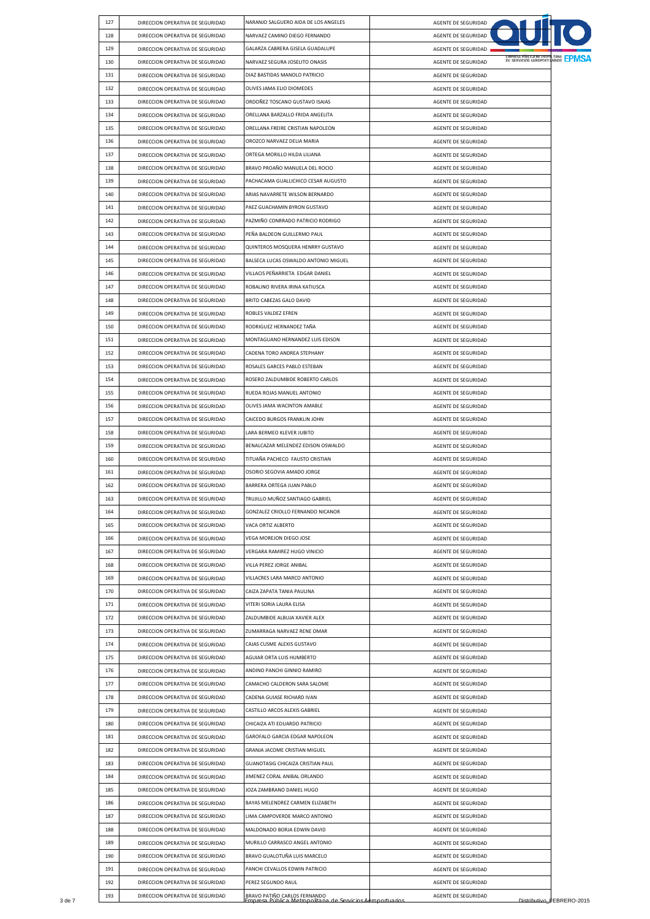| 127 | DIRECCION OPERATIVA DE SEGURIDAD | NARANJO SALGUERO AIDA DE LOS ANGELES | AGENTE DE SEGURIDAD |
|---|---|---|---|
| 128 | DIRECCION OPERATIVA DE SEGURIDAD | NARVAEZ CAMINO DIEGO FERNANDO | AGENTE DE SEGURIDAD |
| 129 | DIRECCION OPERATIVA DE SEGURIDAD | GALARZA CABRERA GISELA GUADALUPE | AGENTE DE SEGURIDAD |
| 130 | DIRECCION OPERATIVA DE SEGURIDAD | NARVAEZ SEGURA JOSELITO ONASIS | AGENTE DE SEGURIDAD |
| 131 | DIRECCION OPERATIVA DE SEGURIDAD | DIAZ BASTIDAS MANOLO PATRICIO | AGENTE DE SEGURIDAD |
| 132 | DIRECCION OPERATIVA DE SEGURIDAD | OLIVES JAMA ELIO DIOMEDES | AGENTE DE SEGURIDAD |
| 133 | DIRECCION OPERATIVA DE SEGURIDAD | ORDOÑEZ TOSCANO GUSTAVO ISAIAS | AGENTE DE SEGURIDAD |
| 134 | DIRECCION OPERATIVA DE SEGURIDAD | ORELLANA BARZALLO FRIDA ANGELITA | AGENTE DE SEGURIDAD |
| 135 | DIRECCION OPERATIVA DE SEGURIDAD | ORELLANA FREIRE CRISTIAN NAPOLEON | AGENTE DE SEGURIDAD |
| 136 | DIRECCION OPERATIVA DE SEGURIDAD | OROZCO NARVAEZ DELIA MARIA | AGENTE DE SEGURIDAD |
| 137 | DIRECCION OPERATIVA DE SEGURIDAD | ORTEGA MORILLO HILDA LILIANA | AGENTE DE SEGURIDAD |
| 138 | DIRECCION OPERATIVA DE SEGURIDAD | BRAVO PROAÑO MANUELA DEL ROCIO | AGENTE DE SEGURIDAD |
| 139 | DIRECCION OPERATIVA DE SEGURIDAD | PACHACAMA GUALLICHICO CESAR AUGUSTO | AGENTE DE SEGURIDAD |
| 140 | DIRECCION OPERATIVA DE SEGURIDAD | ARIAS NAVARRETE WILSON BERNARDO | AGENTE DE SEGURIDAD |
| 141 | DIRECCION OPERATIVA DE SEGURIDAD | PAEZ GUACHAMIN BYRON GUSTAVO | AGENTE DE SEGURIDAD |
| 142 | DIRECCION OPERATIVA DE SEGURIDAD | PAZMIÑO CONRRADO PATRICIO RODRIGO | AGENTE DE SEGURIDAD |
| 143 | DIRECCION OPERATIVA DE SEGURIDAD | PEÑA BALDEON GUILLERMO PAUL | AGENTE DE SEGURIDAD |
| 144 | DIRECCION OPERATIVA DE SEGURIDAD | QUINTEROS MOSQUERA HENRRY GUSTAVO | AGENTE DE SEGURIDAD |
| 145 | DIRECCION OPERATIVA DE SEGURIDAD | BALSECA LUCAS OSWALDO ANTONIO MIGUEL | AGENTE DE SEGURIDAD |
| 146 | DIRECCION OPERATIVA DE SEGURIDAD | VILLACIS PEÑARRIETA EDGAR DANIEL | AGENTE DE SEGURIDAD |
| 147 | DIRECCION OPERATIVA DE SEGURIDAD | ROBALINO RIVERA IRINA KATIUSCA | AGENTE DE SEGURIDAD |
| 148 | DIRECCION OPERATIVA DE SEGURIDAD | BRITO CABEZAS GALO DAVID | AGENTE DE SEGURIDAD |
| 149 | DIRECCION OPERATIVA DE SEGURIDAD | ROBLES VALDEZ EFREN | AGENTE DE SEGURIDAD |
| 150 | DIRECCION OPERATIVA DE SEGURIDAD | RODRIGUEZ HERNANDEZ TAÑA | AGENTE DE SEGURIDAD |
| 151 | DIRECCION OPERATIVA DE SEGURIDAD | MONTAGUANO HERNANDEZ LUIS EDISON | AGENTE DE SEGURIDAD |
| 152 | DIRECCION OPERATIVA DE SEGURIDAD | CADENA TORO ANDREA STEPHANY | AGENTE DE SEGURIDAD |
| 153 | DIRECCION OPERATIVA DE SEGURIDAD | ROSALES GARCES PABLO ESTEBAN | AGENTE DE SEGURIDAD |
| 154 | DIRECCION OPERATIVA DE SEGURIDAD | ROSERO ZALDUMBIDE ROBERTO CARLOS | AGENTE DE SEGURIDAD |
| 155 | DIRECCION OPERATIVA DE SEGURIDAD | RUEDA ROJAS MANUEL ANTONIO | AGENTE DE SEGURIDAD |
| 156 | DIRECCION OPERATIVA DE SEGURIDAD | OLIVES JAMA WACINTON AMABLE | AGENTE DE SEGURIDAD |
| 157 | DIRECCION OPERATIVA DE SEGURIDAD | CAICEDO BURGOS FRANKLIN JOHN | AGENTE DE SEGURIDAD |
| 158 | DIRECCION OPERATIVA DE SEGURIDAD | LARA BERMEO KLEVER JUBITO | AGENTE DE SEGURIDAD |
| 159 | DIRECCION OPERATIVA DE SEGURIDAD | BENALCAZAR MELENDEZ EDISON OSWALDO | AGENTE DE SEGURIDAD |
| 160 | DIRECCION OPERATIVA DE SEGURIDAD | TITUAÑA PACHECO FAUSTO CRISTIAN | AGENTE DE SEGURIDAD |
| 161 | DIRECCION OPERATIVA DE SEGURIDAD | OSORIO SEGOVIA AMADO JORGE | AGENTE DE SEGURIDAD |
| 162 | DIRECCION OPERATIVA DE SEGURIDAD | BARRERA ORTEGA JUAN PABLO | AGENTE DE SEGURIDAD |
| 163 | DIRECCION OPERATIVA DE SEGURIDAD | TRUJILLO MUÑOZ SANTIAGO GABRIEL | AGENTE DE SEGURIDAD |
| 164 | DIRECCION OPERATIVA DE SEGURIDAD | GONZALEZ CRIOLLO FERNANDO NICANOR | AGENTE DE SEGURIDAD |
| 165 | DIRECCION OPERATIVA DE SEGURIDAD | VACA ORTIZ ALBERTO | AGENTE DE SEGURIDAD |
| 166 | DIRECCION OPERATIVA DE SEGURIDAD | VEGA MOREJON DIEGO JOSE | AGENTE DE SEGURIDAD |
| 167 | DIRECCION OPERATIVA DE SEGURIDAD | VERGARA RAMIREZ HUGO VINICIO | AGENTE DE SEGURIDAD |
| 168 | DIRECCION OPERATIVA DE SEGURIDAD | VILLA PEREZ JORGE ANIBAL | AGENTE DE SEGURIDAD |
| 169 | DIRECCION OPERATIVA DE SEGURIDAD | VILLACRES LARA MARCO ANTONIO | AGENTE DE SEGURIDAD |
| 170 | DIRECCION OPERATIVA DE SEGURIDAD | CAIZA ZAPATA TANIA PAULINA | AGENTE DE SEGURIDAD |
| 171 | DIRECCION OPERATIVA DE SEGURIDAD | VITERI SORIA LAURA ELISA | AGENTE DE SEGURIDAD |
| 172 | DIRECCION OPERATIVA DE SEGURIDAD | ZALDUMBIDE ALBUJA XAVIER ALEX | AGENTE DE SEGURIDAD |
| 173 | DIRECCION OPERATIVA DE SEGURIDAD | ZUMARRAGA NARVAEZ RENE OMAR | AGENTE DE SEGURIDAD |
| 174 | DIRECCION OPERATIVA DE SEGURIDAD | CAJAS CUSME ALEXIS GUSTAVO | AGENTE DE SEGURIDAD |
| 175 | DIRECCION OPERATIVA DE SEGURIDAD | AGUIAR ORTA LUIS HUMBERTO | AGENTE DE SEGURIDAD |
| 176 | DIRECCION OPERATIVA DE SEGURIDAD | ANDINO PANCHI GINNIO RAMIRO | AGENTE DE SEGURIDAD |
| 177 | DIRECCION OPERATIVA DE SEGURIDAD | CAMACHO CALDERON SARA SALOME | AGENTE DE SEGURIDAD |
| 178 | DIRECCION OPERATIVA DE SEGURIDAD | CADENA GUIASE RICHARD IVAN | AGENTE DE SEGURIDAD |
| 179 | DIRECCION OPERATIVA DE SEGURIDAD | CASTILLO ARCOS ALEXIS GABRIEL | AGENTE DE SEGURIDAD |
| 180 | DIRECCION OPERATIVA DE SEGURIDAD | CHICAIZA ATI EDUARDO PATRICIO | AGENTE DE SEGURIDAD |
| 181 | DIRECCION OPERATIVA DE SEGURIDAD | GAROFALO GARCIA EDGAR NAPOLEON | AGENTE DE SEGURIDAD |
| 182 | DIRECCION OPERATIVA DE SEGURIDAD | GRANJA JACOME CRISTIAN MIGUEL | AGENTE DE SEGURIDAD |
| 183 | DIRECCION OPERATIVA DE SEGURIDAD | GUANOTASIG CHICAIZA CRISTIAN PAUL | AGENTE DE SEGURIDAD |
| 184 | DIRECCION OPERATIVA DE SEGURIDAD | JIMENEZ CORAL ANIBAL ORLANDO | AGENTE DE SEGURIDAD |
| 185 | DIRECCION OPERATIVA DE SEGURIDAD | JOZA ZAMBRANO DANIEL HUGO | AGENTE DE SEGURIDAD |
| 186 | DIRECCION OPERATIVA DE SEGURIDAD | BAYAS MELENDREZ CARMEN ELIZABETH | AGENTE DE SEGURIDAD |
| 187 | DIRECCION OPERATIVA DE SEGURIDAD | LIMA CAMPOVERDE MARCO ANTONIO | AGENTE DE SEGURIDAD |
| 188 | DIRECCION OPERATIVA DE SEGURIDAD | MALDONADO BORJA EDWIN DAVID | AGENTE DE SEGURIDAD |
| 189 | DIRECCION OPERATIVA DE SEGURIDAD | MURILLO CARRASCO ANGEL ANTONIO | AGENTE DE SEGURIDAD |
| 190 | DIRECCION OPERATIVA DE SEGURIDAD | BRAVO GUALOTUÑA LUIS MARCELO | AGENTE DE SEGURIDAD |
| 191 | DIRECCION OPERATIVA DE SEGURIDAD | PANCHI CEVALLOS EDWIN PATRICIO | AGENTE DE SEGURIDAD |
| 192 | DIRECCION OPERATIVA DE SEGURIDAD | PEREZ SEGUNDO RAUL | AGENTE DE SEGURIDAD |
| 193 | DIRECCION OPERATIVA DE SEGURIDAD | BRAVO PATIÑO CARLOS FERNANDO | AGENTE DE SEGURIDAD |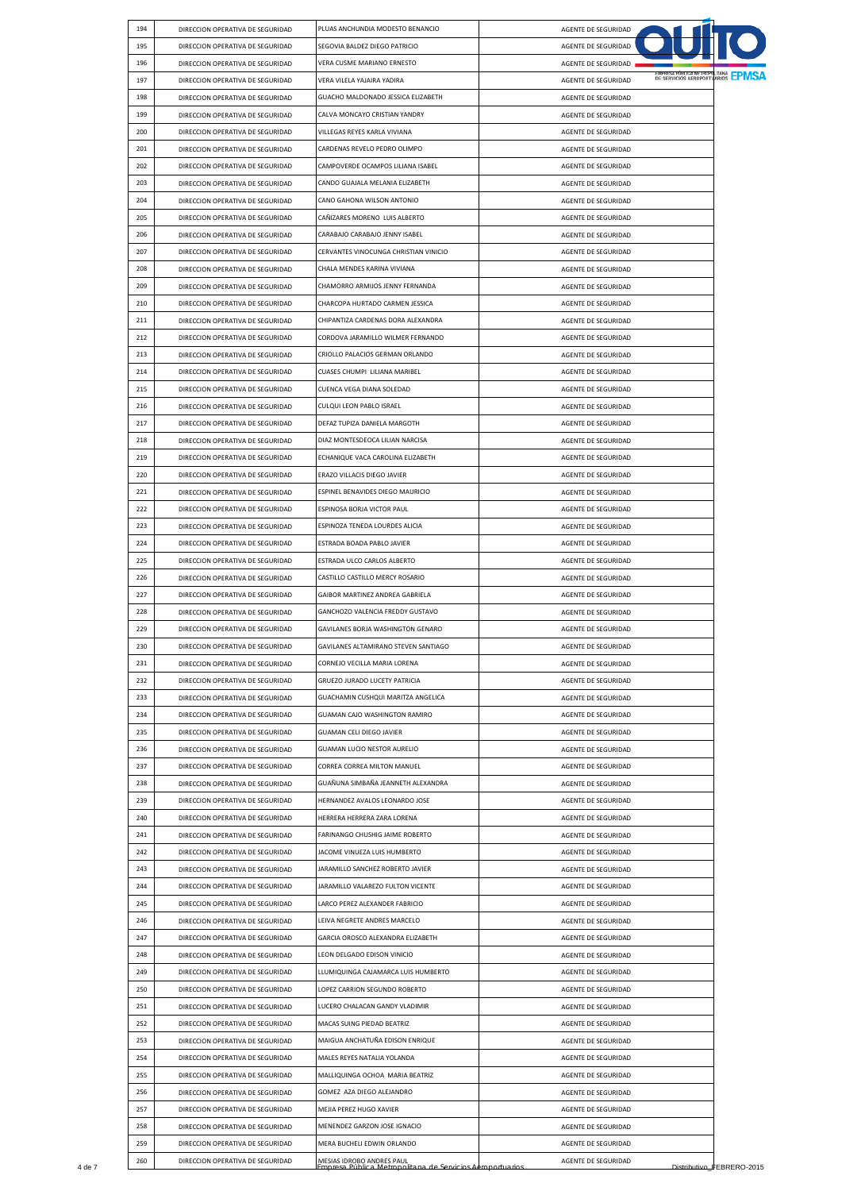| 194 | DIRECCION OPERATIVA DE SEGURIDAD | PLUAS ANCHUNDIA MODESTO BENANCIO | AGENTE DE SEGURIDAD |
|---|---|---|---|
| 195 | DIRECCION OPERATIVA DE SEGURIDAD | SEGOVIA BALDEZ DIEGO PATRICIO | AGENTE DE SEGURIDAD |
| 196 | DIRECCION OPERATIVA DE SEGURIDAD | VERA CUSME MARIANO ERNESTO | AGENTE DE SEGURIDAD |
| 197 | DIRECCION OPERATIVA DE SEGURIDAD | VERA VILELA YAJAIRA YADIRA | AGENTE DE SEGURIDAD |
| 198 | DIRECCION OPERATIVA DE SEGURIDAD | GUACHO MALDONADO JESSICA ELIZABETH | AGENTE DE SEGURIDAD |
| 199 | DIRECCION OPERATIVA DE SEGURIDAD | CALVA MONCAYO CRISTIAN YANDRY | AGENTE DE SEGURIDAD |
| 200 | DIRECCION OPERATIVA DE SEGURIDAD | VILLEGAS REYES KARLA VIVIANA | AGENTE DE SEGURIDAD |
| 201 | DIRECCION OPERATIVA DE SEGURIDAD | CARDENAS REVELO PEDRO OLIMPO | AGENTE DE SEGURIDAD |
| 202 | DIRECCION OPERATIVA DE SEGURIDAD | CAMPOVERDE OCAMPOS LILIANA ISABEL | AGENTE DE SEGURIDAD |
| 203 | DIRECCION OPERATIVA DE SEGURIDAD | CANDO GUAJALA MELANIA ELIZABETH | AGENTE DE SEGURIDAD |
| 204 | DIRECCION OPERATIVA DE SEGURIDAD | CANO GAHONA WILSON ANTONIO | AGENTE DE SEGURIDAD |
| 205 | DIRECCION OPERATIVA DE SEGURIDAD | CAÑIZARES MORENO LUIS ALBERTO | AGENTE DE SEGURIDAD |
| 206 | DIRECCION OPERATIVA DE SEGURIDAD | CARABAJO CARABAJO JENNY ISABEL | AGENTE DE SEGURIDAD |
| 207 | DIRECCION OPERATIVA DE SEGURIDAD | CERVANTES VINOCUNGA CHRISTIAN VINICIO | AGENTE DE SEGURIDAD |
| 208 | DIRECCION OPERATIVA DE SEGURIDAD | CHALA MENDES KARINA VIVIANA | AGENTE DE SEGURIDAD |
| 209 | DIRECCION OPERATIVA DE SEGURIDAD | CHAMORRO ARMIJOS JENNY FERNANDA | AGENTE DE SEGURIDAD |
| 210 | DIRECCION OPERATIVA DE SEGURIDAD | CHARCOPA HURTADO CARMEN JESSICA | AGENTE DE SEGURIDAD |
| 211 | DIRECCION OPERATIVA DE SEGURIDAD | CHIPANTIZA CARDENAS DORA ALEXANDRA | AGENTE DE SEGURIDAD |
| 212 | DIRECCION OPERATIVA DE SEGURIDAD | CORDOVA JARAMILLO WILMER FERNANDO | AGENTE DE SEGURIDAD |
| 213 | DIRECCION OPERATIVA DE SEGURIDAD | CRIOLLO PALACIOS GERMAN ORLANDO | AGENTE DE SEGURIDAD |
| 214 | DIRECCION OPERATIVA DE SEGURIDAD | CUASES CHUMPI LILIANA MARIBEL | AGENTE DE SEGURIDAD |
| 215 | DIRECCION OPERATIVA DE SEGURIDAD | CUENCA VEGA DIANA SOLEDAD | AGENTE DE SEGURIDAD |
| 216 | DIRECCION OPERATIVA DE SEGURIDAD | CULQUI LEON PABLO ISRAEL | AGENTE DE SEGURIDAD |
| 217 | DIRECCION OPERATIVA DE SEGURIDAD | DEFAZ TUPIZA DANIELA MARGOTH | AGENTE DE SEGURIDAD |
| 218 | DIRECCION OPERATIVA DE SEGURIDAD | DIAZ MONTESDEOCA LILIAN NARCISA | AGENTE DE SEGURIDAD |
| 219 | DIRECCION OPERATIVA DE SEGURIDAD | ECHANIQUE VACA CAROLINA ELIZABETH | AGENTE DE SEGURIDAD |
| 220 | DIRECCION OPERATIVA DE SEGURIDAD | ERAZO VILLACIS DIEGO JAVIER | AGENTE DE SEGURIDAD |
| 221 | DIRECCION OPERATIVA DE SEGURIDAD | ESPINEL BENAVIDES DIEGO MAURICIO | AGENTE DE SEGURIDAD |
| 222 | DIRECCION OPERATIVA DE SEGURIDAD | ESPINOSA BORJA VICTOR PAUL | AGENTE DE SEGURIDAD |
| 223 | DIRECCION OPERATIVA DE SEGURIDAD | ESPINOZA TENEDA LOURDES ALICIA | AGENTE DE SEGURIDAD |
| 224 | DIRECCION OPERATIVA DE SEGURIDAD | ESTRADA BOADA PABLO JAVIER | AGENTE DE SEGURIDAD |
| 225 | DIRECCION OPERATIVA DE SEGURIDAD | ESTRADA ULCO CARLOS ALBERTO | AGENTE DE SEGURIDAD |
| 226 | DIRECCION OPERATIVA DE SEGURIDAD | CASTILLO CASTILLO MERCY ROSARIO | AGENTE DE SEGURIDAD |
| 227 | DIRECCION OPERATIVA DE SEGURIDAD | GAIBOR MARTINEZ ANDREA GABRIELA | AGENTE DE SEGURIDAD |
| 228 | DIRECCION OPERATIVA DE SEGURIDAD | GANCHOZO VALENCIA FREDDY GUSTAVO | AGENTE DE SEGURIDAD |
| 229 | DIRECCION OPERATIVA DE SEGURIDAD | GAVILANES BORJA WASHINGTON GENARO | AGENTE DE SEGURIDAD |
| 230 | DIRECCION OPERATIVA DE SEGURIDAD | GAVILANES ALTAMIRANO STEVEN SANTIAGO | AGENTE DE SEGURIDAD |
| 231 | DIRECCION OPERATIVA DE SEGURIDAD | CORNEJO VECILLA MARIA LORENA | AGENTE DE SEGURIDAD |
| 232 | DIRECCION OPERATIVA DE SEGURIDAD | GRUEZO JURADO LUCETY PATRICIA | AGENTE DE SEGURIDAD |
| 233 | DIRECCION OPERATIVA DE SEGURIDAD | GUACHAMIN CUSHQUI MARITZA ANGELICA | AGENTE DE SEGURIDAD |
| 234 | DIRECCION OPERATIVA DE SEGURIDAD | GUAMAN CAJO WASHINGTON RAMIRO | AGENTE DE SEGURIDAD |
| 235 | DIRECCION OPERATIVA DE SEGURIDAD | GUAMAN CELI DIEGO JAVIER | AGENTE DE SEGURIDAD |
| 236 | DIRECCION OPERATIVA DE SEGURIDAD | GUAMAN LUCIO NESTOR AURELIO | AGENTE DE SEGURIDAD |
| 237 | DIRECCION OPERATIVA DE SEGURIDAD | CORREA CORREA MILTON MANUEL | AGENTE DE SEGURIDAD |
| 238 | DIRECCION OPERATIVA DE SEGURIDAD | GUAÑUNA SIMBAÑA JEANNETH ALEXANDRA | AGENTE DE SEGURIDAD |
| 239 | DIRECCION OPERATIVA DE SEGURIDAD | HERNANDEZ AVALOS LEONARDO JOSE | AGENTE DE SEGURIDAD |
| 240 | DIRECCION OPERATIVA DE SEGURIDAD | HERRERA HERRERA ZARA LORENA | AGENTE DE SEGURIDAD |
| 241 | DIRECCION OPERATIVA DE SEGURIDAD | FARINANGO CHUSHIG JAIME ROBERTO | AGENTE DE SEGURIDAD |
| 242 | DIRECCION OPERATIVA DE SEGURIDAD | JACOME VINUEZA LUIS HUMBERTO | AGENTE DE SEGURIDAD |
| 243 | DIRECCION OPERATIVA DE SEGURIDAD | JARAMILLO SANCHEZ ROBERTO JAVIER | AGENTE DE SEGURIDAD |
| 244 | DIRECCION OPERATIVA DE SEGURIDAD | JARAMILLO VALAREZO FULTON VICENTE | AGENTE DE SEGURIDAD |
| 245 | DIRECCION OPERATIVA DE SEGURIDAD | LARCO PEREZ ALEXANDER FABRICIO | AGENTE DE SEGURIDAD |
| 246 | DIRECCION OPERATIVA DE SEGURIDAD | LEIVA NEGRETE ANDRES MARCELO | AGENTE DE SEGURIDAD |
| 247 | DIRECCION OPERATIVA DE SEGURIDAD | GARCIA OROSCO ALEXANDRA ELIZABETH | AGENTE DE SEGURIDAD |
| 248 | DIRECCION OPERATIVA DE SEGURIDAD | LEON DELGADO EDISON VINICIO | AGENTE DE SEGURIDAD |
| 249 | DIRECCION OPERATIVA DE SEGURIDAD | LLUMIQUINGA CAJAMARCA LUIS HUMBERTO | AGENTE DE SEGURIDAD |
| 250 | DIRECCION OPERATIVA DE SEGURIDAD | LOPEZ CARRION SEGUNDO ROBERTO | AGENTE DE SEGURIDAD |
| 251 | DIRECCION OPERATIVA DE SEGURIDAD | LUCERO CHALACAN GANDY VLADIMIR | AGENTE DE SEGURIDAD |
| 252 | DIRECCION OPERATIVA DE SEGURIDAD | MACAS SUING PIEDAD BEATRIZ | AGENTE DE SEGURIDAD |
| 253 | DIRECCION OPERATIVA DE SEGURIDAD | MAIGUA ANCHATUÑA EDISON ENRIQUE | AGENTE DE SEGURIDAD |
| 254 | DIRECCION OPERATIVA DE SEGURIDAD | MALES REYES NATALIA YOLANDA | AGENTE DE SEGURIDAD |
| 255 | DIRECCION OPERATIVA DE SEGURIDAD | MALLIQUINGA OCHOA MARIA BEATRIZ | AGENTE DE SEGURIDAD |
| 256 | DIRECCION OPERATIVA DE SEGURIDAD | GOMEZ AZA DIEGO ALEJANDRO | AGENTE DE SEGURIDAD |
| 257 | DIRECCION OPERATIVA DE SEGURIDAD | MEJIA PEREZ HUGO XAVIER | AGENTE DE SEGURIDAD |
| 258 | DIRECCION OPERATIVA DE SEGURIDAD | MENENDEZ GARZON JOSE IGNACIO | AGENTE DE SEGURIDAD |
| 259 | DIRECCION OPERATIVA DE SEGURIDAD | MERA BUCHELI EDWIN ORLANDO | AGENTE DE SEGURIDAD |
| 260 | DIRECCION OPERATIVA DE SEGURIDAD | MESIAS IDROBO ANDRES PAUL | AGENTE DE SEGURIDAD |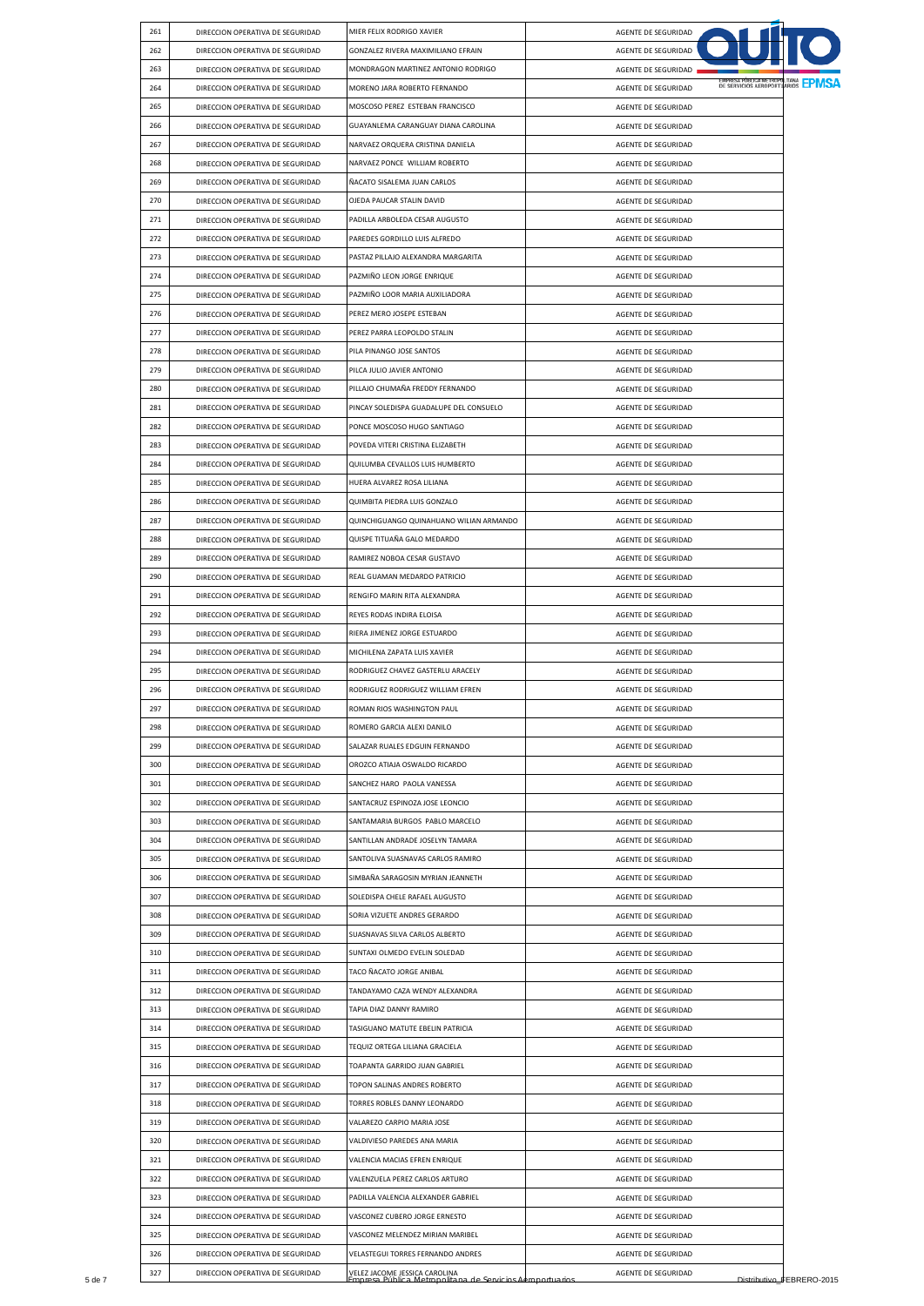| | | | |
|---|---|---|---|
| 261 | DIRECCION OPERATIVA DE SEGURIDAD | MIER FELIX RODRIGO XAVIER | AGENTE DE SEGURIDAD |
| 262 | DIRECCION OPERATIVA DE SEGURIDAD | GONZALEZ RIVERA MAXIMILIANO EFRAIN | AGENTE DE SEGURIDAD |
| 263 | DIRECCION OPERATIVA DE SEGURIDAD | MONDRAGON MARTINEZ ANTONIO RODRIGO | AGENTE DE SEGURIDAD |
| 264 | DIRECCION OPERATIVA DE SEGURIDAD | MORENO JARA ROBERTO FERNANDO | AGENTE DE SEGURIDAD |
| 265 | DIRECCION OPERATIVA DE SEGURIDAD | MOSCOSO PEREZ ESTEBAN FRANCISCO | AGENTE DE SEGURIDAD |
| 266 | DIRECCION OPERATIVA DE SEGURIDAD | GUAYANLEMA CARANGUAY DIANA CAROLINA | AGENTE DE SEGURIDAD |
| 267 | DIRECCION OPERATIVA DE SEGURIDAD | NARVAEZ ORQUERA CRISTINA DANIELA | AGENTE DE SEGURIDAD |
| 268 | DIRECCION OPERATIVA DE SEGURIDAD | NARVAEZ PONCE WILLIAM ROBERTO | AGENTE DE SEGURIDAD |
| 269 | DIRECCION OPERATIVA DE SEGURIDAD | ÑACATO SISALEMA JUAN CARLOS | AGENTE DE SEGURIDAD |
| 270 | DIRECCION OPERATIVA DE SEGURIDAD | OJEDA PAUCAR STALIN DAVID | AGENTE DE SEGURIDAD |
| 271 | DIRECCION OPERATIVA DE SEGURIDAD | PADILLA ARBOLEDA CESAR AUGUSTO | AGENTE DE SEGURIDAD |
| 272 | DIRECCION OPERATIVA DE SEGURIDAD | PAREDES GORDILLO LUIS ALFREDO | AGENTE DE SEGURIDAD |
| 273 | DIRECCION OPERATIVA DE SEGURIDAD | PASTAZ PILLAJO ALEXANDRA MARGARITA | AGENTE DE SEGURIDAD |
| 274 | DIRECCION OPERATIVA DE SEGURIDAD | PAZMIÑO LEON JORGE ENRIQUE | AGENTE DE SEGURIDAD |
| 275 | DIRECCION OPERATIVA DE SEGURIDAD | PAZMIÑO LOOR MARIA AUXILIADORA | AGENTE DE SEGURIDAD |
| 276 | DIRECCION OPERATIVA DE SEGURIDAD | PEREZ MERO JOSEPE ESTEBAN | AGENTE DE SEGURIDAD |
| 277 | DIRECCION OPERATIVA DE SEGURIDAD | PEREZ PARRA LEOPOLDO STALIN | AGENTE DE SEGURIDAD |
| 278 | DIRECCION OPERATIVA DE SEGURIDAD | PILA PINANGO JOSE SANTOS | AGENTE DE SEGURIDAD |
| 279 | DIRECCION OPERATIVA DE SEGURIDAD | PILCA JULIO JAVIER ANTONIO | AGENTE DE SEGURIDAD |
| 280 | DIRECCION OPERATIVA DE SEGURIDAD | PILLAJO CHUMAÑA FREDDY FERNANDO | AGENTE DE SEGURIDAD |
| 281 | DIRECCION OPERATIVA DE SEGURIDAD | PINCAY SOLEDISPA GUADALUPE DEL CONSUELO | AGENTE DE SEGURIDAD |
| 282 | DIRECCION OPERATIVA DE SEGURIDAD | PONCE MOSCOSO HUGO SANTIAGO | AGENTE DE SEGURIDAD |
| 283 | DIRECCION OPERATIVA DE SEGURIDAD | POVEDA VITERI CRISTINA ELIZABETH | AGENTE DE SEGURIDAD |
| 284 | DIRECCION OPERATIVA DE SEGURIDAD | QUILUMBA CEVALLOS LUIS HUMBERTO | AGENTE DE SEGURIDAD |
| 285 | DIRECCION OPERATIVA DE SEGURIDAD | HUERA ALVAREZ ROSA LILIANA | AGENTE DE SEGURIDAD |
| 286 | DIRECCION OPERATIVA DE SEGURIDAD | QUIMBITA PIEDRA LUIS GONZALO | AGENTE DE SEGURIDAD |
| 287 | DIRECCION OPERATIVA DE SEGURIDAD | QUINCHIGUANGO QUINAHUANO WILIAN ARMANDO | AGENTE DE SEGURIDAD |
| 288 | DIRECCION OPERATIVA DE SEGURIDAD | QUISPE TITUAÑA GALO MEDARDO | AGENTE DE SEGURIDAD |
| 289 | DIRECCION OPERATIVA DE SEGURIDAD | RAMIREZ NOBOA CESAR GUSTAVO | AGENTE DE SEGURIDAD |
| 290 | DIRECCION OPERATIVA DE SEGURIDAD | REAL GUAMAN MEDARDO PATRICIO | AGENTE DE SEGURIDAD |
| 291 | DIRECCION OPERATIVA DE SEGURIDAD | RENGIFO MARIN RITA ALEXANDRA | AGENTE DE SEGURIDAD |
| 292 | DIRECCION OPERATIVA DE SEGURIDAD | REYES RODAS INDIRA ELOISA | AGENTE DE SEGURIDAD |
| 293 | DIRECCION OPERATIVA DE SEGURIDAD | RIERA JIMENEZ JORGE ESTUARDO | AGENTE DE SEGURIDAD |
| 294 | DIRECCION OPERATIVA DE SEGURIDAD | MICHILENA ZAPATA LUIS XAVIER | AGENTE DE SEGURIDAD |
| 295 | DIRECCION OPERATIVA DE SEGURIDAD | RODRIGUEZ CHAVEZ GASTERLU ARACELY | AGENTE DE SEGURIDAD |
| 296 | DIRECCION OPERATIVA DE SEGURIDAD | RODRIGUEZ RODRIGUEZ WILLIAM EFREN | AGENTE DE SEGURIDAD |
| 297 | DIRECCION OPERATIVA DE SEGURIDAD | ROMAN RIOS WASHINGTON PAUL | AGENTE DE SEGURIDAD |
| 298 | DIRECCION OPERATIVA DE SEGURIDAD | ROMERO GARCIA ALEXI DANILO | AGENTE DE SEGURIDAD |
| 299 | DIRECCION OPERATIVA DE SEGURIDAD | SALAZAR RUALES EDGUIN FERNANDO | AGENTE DE SEGURIDAD |
| 300 | DIRECCION OPERATIVA DE SEGURIDAD | OROZCO ATIAJA OSWALDO RICARDO | AGENTE DE SEGURIDAD |
| 301 | DIRECCION OPERATIVA DE SEGURIDAD | SANCHEZ HARO PAOLA VANESSA | AGENTE DE SEGURIDAD |
| 302 | DIRECCION OPERATIVA DE SEGURIDAD | SANTACRUZ ESPINOZA JOSE LEONCIO | AGENTE DE SEGURIDAD |
| 303 | DIRECCION OPERATIVA DE SEGURIDAD | SANTAMARIA BURGOS PABLO MARCELO | AGENTE DE SEGURIDAD |
| 304 | DIRECCION OPERATIVA DE SEGURIDAD | SANTILLAN ANDRADE JOSELYN TAMARA | AGENTE DE SEGURIDAD |
| 305 | DIRECCION OPERATIVA DE SEGURIDAD | SANTOLIVA SUASNAVAS CARLOS RAMIRO | AGENTE DE SEGURIDAD |
| 306 | DIRECCION OPERATIVA DE SEGURIDAD | SIMBAÑA SARAGOSIN MYRIAN JEANNETH | AGENTE DE SEGURIDAD |
| 307 | DIRECCION OPERATIVA DE SEGURIDAD | SOLEDISPA CHELE RAFAEL AUGUSTO | AGENTE DE SEGURIDAD |
| 308 | DIRECCION OPERATIVA DE SEGURIDAD | SORIA VIZUETE ANDRES GERARDO | AGENTE DE SEGURIDAD |
| 309 | DIRECCION OPERATIVA DE SEGURIDAD | SUASNAVAS SILVA CARLOS ALBERTO | AGENTE DE SEGURIDAD |
| 310 | DIRECCION OPERATIVA DE SEGURIDAD | SUNTAXI OLMEDO EVELIN SOLEDAD | AGENTE DE SEGURIDAD |
| 311 | DIRECCION OPERATIVA DE SEGURIDAD | TACO ÑACATO JORGE ANIBAL | AGENTE DE SEGURIDAD |
| 312 | DIRECCION OPERATIVA DE SEGURIDAD | TANDAYAMO CAZA WENDY ALEXANDRA | AGENTE DE SEGURIDAD |
| 313 | DIRECCION OPERATIVA DE SEGURIDAD | TAPIA DIAZ DANNY RAMIRO | AGENTE DE SEGURIDAD |
| 314 | DIRECCION OPERATIVA DE SEGURIDAD | TASIGUANO MATUTE EBELIN PATRICIA | AGENTE DE SEGURIDAD |
| 315 | DIRECCION OPERATIVA DE SEGURIDAD | TEQUIZ ORTEGA LILIANA GRACIELA | AGENTE DE SEGURIDAD |
| 316 | DIRECCION OPERATIVA DE SEGURIDAD | TOAPANTA GARRIDO JUAN GABRIEL | AGENTE DE SEGURIDAD |
| 317 | DIRECCION OPERATIVA DE SEGURIDAD | TOPON SALINAS ANDRES ROBERTO | AGENTE DE SEGURIDAD |
| 318 | DIRECCION OPERATIVA DE SEGURIDAD | TORRES ROBLES DANNY LEONARDO | AGENTE DE SEGURIDAD |
| 319 | DIRECCION OPERATIVA DE SEGURIDAD | VALAREZO CARPIO MARIA JOSE | AGENTE DE SEGURIDAD |
| 320 | DIRECCION OPERATIVA DE SEGURIDAD | VALDIVIESO PAREDES ANA MARIA | AGENTE DE SEGURIDAD |
| 321 | DIRECCION OPERATIVA DE SEGURIDAD | VALENCIA MACIAS EFREN ENRIQUE | AGENTE DE SEGURIDAD |
| 322 | DIRECCION OPERATIVA DE SEGURIDAD | VALENZUELA PEREZ CARLOS ARTURO | AGENTE DE SEGURIDAD |
| 323 | DIRECCION OPERATIVA DE SEGURIDAD | PADILLA VALENCIA ALEXANDER GABRIEL | AGENTE DE SEGURIDAD |
| 324 | DIRECCION OPERATIVA DE SEGURIDAD | VASCONEZ CUBERO JORGE ERNESTO | AGENTE DE SEGURIDAD |
| 325 | DIRECCION OPERATIVA DE SEGURIDAD | VASCONEZ MELENDEZ MIRIAN MARIBEL | AGENTE DE SEGURIDAD |
| 326 | DIRECCION OPERATIVA DE SEGURIDAD | VELASTEGUI TORRES FERNANDO ANDRES | AGENTE DE SEGURIDAD |
| 327 | DIRECCION OPERATIVA DE SEGURIDAD | VELEZ JACOME JESSICA CAROLINA | AGENTE DE SEGURIDAD |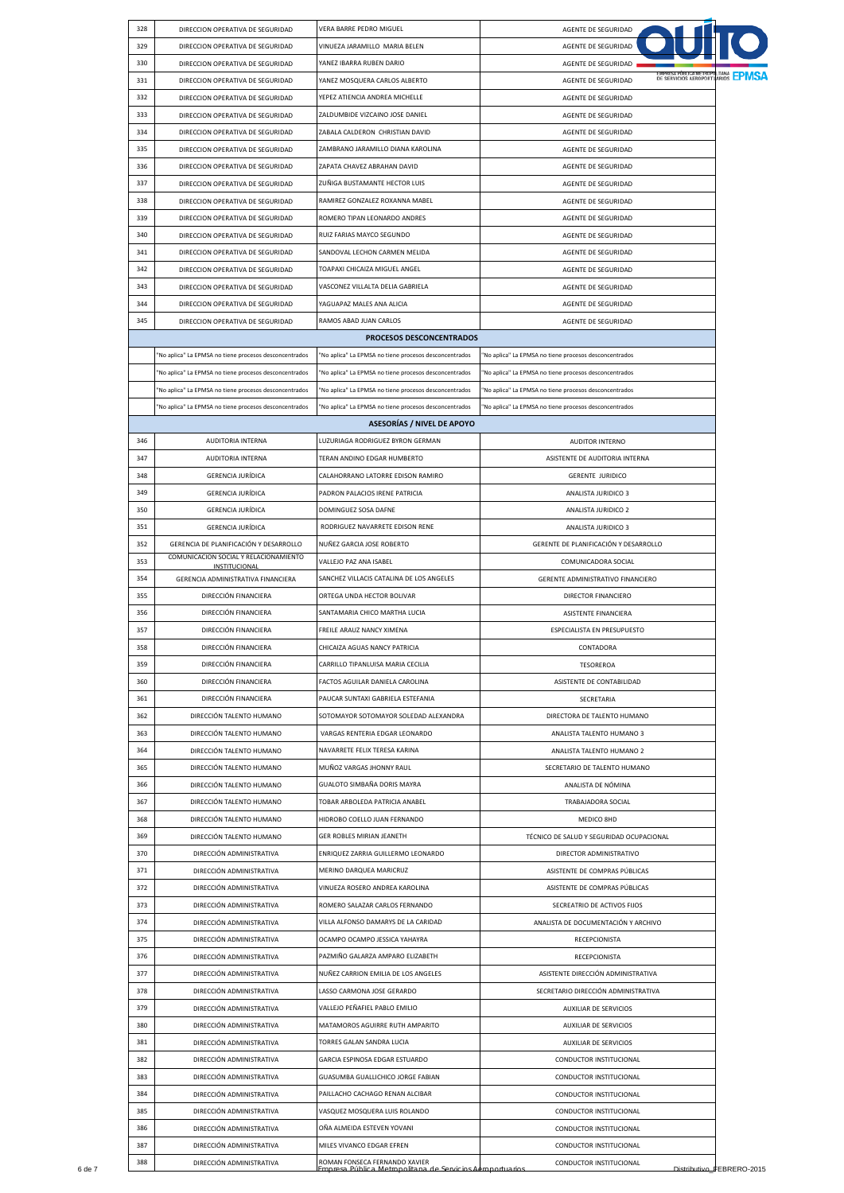| | | | |
|---|---|---|---|
| 328 | DIRECCION OPERATIVA DE SEGURIDAD | VERA BARRE PEDRO MIGUEL | AGENTE DE SEGURIDAD |
| 329 | DIRECCION OPERATIVA DE SEGURIDAD | VINUEZA JARAMILLO MARIA BELEN | AGENTE DE SEGURIDAD |
| 330 | DIRECCION OPERATIVA DE SEGURIDAD | YANEZ IBARRA RUBEN DARIO | AGENTE DE SEGURIDAD |
| 331 | DIRECCION OPERATIVA DE SEGURIDAD | YANEZ MOSQUERA CARLOS ALBERTO | AGENTE DE SEGURIDAD |
| 332 | DIRECCION OPERATIVA DE SEGURIDAD | YEPEZ ATIENCIA ANDREA MICHELLE | AGENTE DE SEGURIDAD |
| 333 | DIRECCION OPERATIVA DE SEGURIDAD | ZALDUMBIDE VIZCAINO JOSE DANIEL | AGENTE DE SEGURIDAD |
| 334 | DIRECCION OPERATIVA DE SEGURIDAD | ZABALA CALDERON CHRISTIAN DAVID | AGENTE DE SEGURIDAD |
| 335 | DIRECCION OPERATIVA DE SEGURIDAD | ZAMBRANO JARAMILLO DIANA KAROLINA | AGENTE DE SEGURIDAD |
| 336 | DIRECCION OPERATIVA DE SEGURIDAD | ZAPATA CHAVEZ ABRAHAN DAVID | AGENTE DE SEGURIDAD |
| 337 | DIRECCION OPERATIVA DE SEGURIDAD | ZUÑIGA BUSTAMANTE HECTOR LUIS | AGENTE DE SEGURIDAD |
| 338 | DIRECCION OPERATIVA DE SEGURIDAD | RAMIREZ GONZALEZ ROXANNA MABEL | AGENTE DE SEGURIDAD |
| 339 | DIRECCION OPERATIVA DE SEGURIDAD | ROMERO TIPAN LEONARDO ANDRES | AGENTE DE SEGURIDAD |
| 340 | DIRECCION OPERATIVA DE SEGURIDAD | RUIZ FARIAS MAYCO SEGUNDO | AGENTE DE SEGURIDAD |
| 341 | DIRECCION OPERATIVA DE SEGURIDAD | SANDOVAL LECHON CARMEN MELIDA | AGENTE DE SEGURIDAD |
| 342 | DIRECCION OPERATIVA DE SEGURIDAD | TOAPAXI CHICAIZA MIGUEL ANGEL | AGENTE DE SEGURIDAD |
| 343 | DIRECCION OPERATIVA DE SEGURIDAD | VASCONEZ VILLALTA DELIA GABRIELA | AGENTE DE SEGURIDAD |
| 344 | DIRECCION OPERATIVA DE SEGURIDAD | YAGUAPAZ MALES ANA ALICIA | AGENTE DE SEGURIDAD |
| 345 | DIRECCION OPERATIVA DE SEGURIDAD | RAMOS ABAD JUAN CARLOS | AGENTE DE SEGURIDAD |
| | **PROCESOS DESCONCENTRADOS** | | |
| | "No aplica" La EPMSA no tiene procesos desconcentrados | "No aplica" La EPMSA no tiene procesos desconcentrados | "No aplica" La EPMSA no tiene procesos desconcentrados |
| | "No aplica" La EPMSA no tiene procesos desconcentrados | "No aplica" La EPMSA no tiene procesos desconcentrados | "No aplica" La EPMSA no tiene procesos desconcentrados |
| | "No aplica" La EPMSA no tiene procesos desconcentrados | "No aplica" La EPMSA no tiene procesos desconcentrados | "No aplica" La EPMSA no tiene procesos desconcentrados |
| | "No aplica" La EPMSA no tiene procesos desconcentrados | "No aplica" La EPMSA no tiene procesos desconcentrados | "No aplica" La EPMSA no tiene procesos desconcentrados |
| | **ASESORÍAS / NIVEL DE APOYO** | | |
| 346 | AUDITORIA INTERNA | LUZURIAGA RODRIGUEZ BYRON GERMAN | AUDITOR INTERNO |
| 347 | AUDITORIA INTERNA | TERAN ANDINO EDGAR HUMBERTO | ASISTENTE DE AUDITORIA INTERNA |
| 348 | GERENCIA JURÍDICA | CALAHORRANO LATORRE EDISON RAMIRO | GERENTE JURIDICO |
| 349 | GERENCIA JURÍDICA | PADRON PALACIOS IRENE PATRICIA | ANALISTA JURIDICO 3 |
| 350 | GERENCIA JURÍDICA | DOMINGUEZ SOSA DAFNE | ANALISTA JURIDICO 2 |
| 351 | GERENCIA JURÍDICA | RODRIGUEZ NAVARRETE EDISON RENE | ANALISTA JURIDICO 3 |
| 352 | GERENCIA DE PLANIFICACIÓN Y DESARROLLO | NUÑEZ GARCIA JOSE ROBERTO | GERENTE DE PLANIFICACIÓN Y DESARROLLO |
| 353 | COMUNICACION SOCIAL Y RELACIONAMIENTO INSTITUCIONAL | VALLEJO PAZ ANA ISABEL | COMUNICADORA SOCIAL |
| 354 | GERENCIA ADMINISTRATIVA FINANCIERA | SANCHEZ VILLACIS CATALINA DE LOS ANGELES | GERENTE ADMINISTRATIVO FINANCIERO |
| 355 | DIRECCIÓN FINANCIERA | ORTEGA UNDA HECTOR BOLIVAR | DIRECTOR FINANCIERO |
| 356 | DIRECCIÓN FINANCIERA | SANTAMARIA CHICO MARTHA LUCIA | ASISTENTE FINANCIERA |
| 357 | DIRECCIÓN FINANCIERA | FREILE ARAUZ NANCY XIMENA | ESPECIALISTA EN PRESUPUESTO |
| 358 | DIRECCIÓN FINANCIERA | CHICAIZA AGUAS NANCY PATRICIA | CONTADORA |
| 359 | DIRECCIÓN FINANCIERA | CARRILLO TIPANLUISA MARIA CECILIA | TESOREROA |
| 360 | DIRECCIÓN FINANCIERA | FACTOS AGUILAR DANIELA CAROLINA | ASISTENTE DE CONTABILIDAD |
| 361 | DIRECCIÓN FINANCIERA | PAUCAR SUNTAXI GABRIELA ESTEFANIA | SECRETARIA |
| 362 | DIRECCIÓN TALENTO HUMANO | SOTOMAYOR SOTOMAYOR SOLEDAD ALEXANDRA | DIRECTORA DE TALENTO HUMANO |
| 363 | DIRECCIÓN TALENTO HUMANO | VARGAS RENTERIA EDGAR LEONARDO | ANALISTA TALENTO HUMANO 3 |
| 364 | DIRECCIÓN TALENTO HUMANO | NAVARRETE FELIX TERESA KARINA | ANALISTA TALENTO HUMANO 2 |
| 365 | DIRECCIÓN TALENTO HUMANO | MUÑOZ VARGAS JHONNY RAUL | SECRETARIO DE TALENTO HUMANO |
| 366 | DIRECCIÓN TALENTO HUMANO | GUALOTO SIMBAÑA DORIS MAYRA | ANALISTA DE NÓMINA |
| 367 | DIRECCIÓN TALENTO HUMANO | TOBAR ARBOLEDA PATRICIA ANABEL | TRABAJADORA SOCIAL |
| 368 | DIRECCIÓN TALENTO HUMANO | HIDROBO COELLO JUAN FERNANDO | MEDICO 8HD |
| 369 | DIRECCIÓN TALENTO HUMANO | GER ROBLES MIRIAN JEANETH | TÉCNICO DE SALUD Y SEGURIDAD OCUPACIONAL |
| 370 | DIRECCIÓN ADMINISTRATIVA | ENRIQUEZ ZARRIA GUILLERMO LEONARDO | DIRECTOR ADMINISTRATIVO |
| 371 | DIRECCIÓN ADMINISTRATIVA | MERINO DARQUEA MARICRUZ | ASISTENTE DE COMPRAS PÚBLICAS |
| 372 | DIRECCIÓN ADMINISTRATIVA | VINUEZA ROSERO ANDREA KAROLINA | ASISTENTE DE COMPRAS PÚBLICAS |
| 373 | DIRECCIÓN ADMINISTRATIVA | ROMERO SALAZAR CARLOS FERNANDO | SECREATRIO DE ACTIVOS FIJOS |
| 374 | DIRECCIÓN ADMINISTRATIVA | VILLA ALFONSO DAMARYS DE LA CARIDAD | ANALISTA DE DOCUMENTACIÓN Y ARCHIVO |
| 375 | DIRECCIÓN ADMINISTRATIVA | OCAMPO OCAMPO JESSICA YAHAYRA | RECEPCIONISTA |
| 376 | DIRECCIÓN ADMINISTRATIVA | PAZMIÑO GALARZA AMPARO ELIZABETH | RECEPCIONISTA |
| 377 | DIRECCIÓN ADMINISTRATIVA | NUÑEZ CARRION EMILIA DE LOS ANGELES | ASISTENTE DIRECCIÓN ADMINISTRATIVA |
| 378 | DIRECCIÓN ADMINISTRATIVA | LASSO CARMONA JOSE GERARDO | SECRETARIO DIRECCIÓN ADMINISTRATIVA |
| 379 | DIRECCIÓN ADMINISTRATIVA | VALLEJO PEÑAFIEL PABLO EMILIO | AUXILIAR DE SERVICIOS |
| 380 | DIRECCIÓN ADMINISTRATIVA | MATAMOROS AGUIRRE RUTH AMPARITO | AUXILIAR DE SERVICIOS |
| 381 | DIRECCIÓN ADMINISTRATIVA | TORRES GALAN SANDRA LUCIA | AUXILIAR DE SERVICIOS |
| 382 | DIRECCIÓN ADMINISTRATIVA | GARCIA ESPINOSA EDGAR ESTUARDO | CONDUCTOR INSTITUCIONAL |
| 383 | DIRECCIÓN ADMINISTRATIVA | GUASUMBA GUALLICHICO JORGE FABIAN | CONDUCTOR INSTITUCIONAL |
| 384 | DIRECCIÓN ADMINISTRATIVA | PAILLACHO CACHAGO RENAN ALCIBAR | CONDUCTOR INSTITUCIONAL |
| 385 | DIRECCIÓN ADMINISTRATIVA | VASQUEZ MOSQUERA LUIS ROLANDO | CONDUCTOR INSTITUCIONAL |
| 386 | DIRECCIÓN ADMINISTRATIVA | OÑA ALMEIDA ESTEVEN YOVANI | CONDUCTOR INSTITUCIONAL |
| 387 | DIRECCIÓN ADMINISTRATIVA | MILES VIVANCO EDGAR EFREN | CONDUCTOR INSTITUCIONAL |
| 388 | DIRECCIÓN ADMINISTRATIVA | ROMAN FONSECA FERNANDO XAVIER | CONDUCTOR INSTITUCIONAL |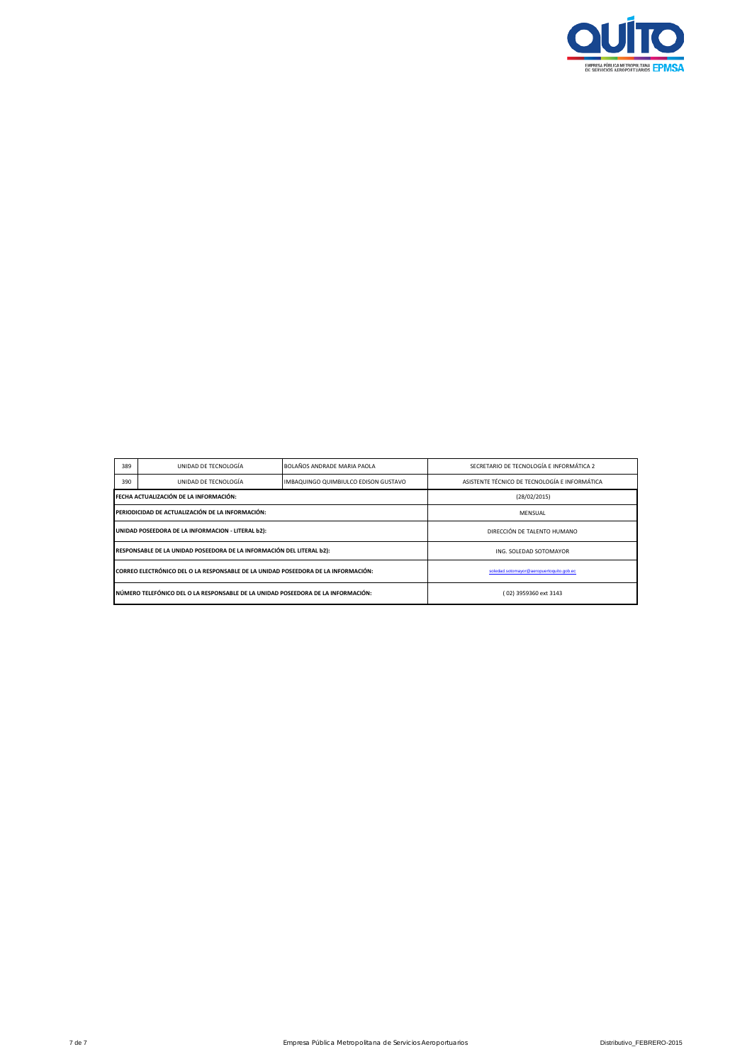| | | | |
|---|---|---|---|
| 389 | UNIDAD DE TECNOLOGÍA | BOLAÑOS ANDRADE MARIA PAOLA | SECRETARIO DE TECNOLOGÍA E INFORMÁTICA 2 |
| 390 | UNIDAD DE TECNOLOGÍA | IMBAQUINGO QUIMBIULCO EDISON GUSTAVO | ASISTENTE TÉCNICO DE TECNOLOGÍA E INFORMÁTICA |
| **FECHA ACTUALIZACIÓN DE LA INFORMACIÓN:** | | | (28/02/2015) |
| **PERIODICIDAD DE ACTUALIZACIÓN DE LA INFORMACIÓN:** | | | MENSUAL |
| **UNIDAD POSEEDORA DE LA INFORMACION - LITERAL b2):** | | | DIRECCIÓN DE TALENTO HUMANO |
| **RESPONSABLE DE LA UNIDAD POSEEDORA DE LA INFORMACIÓN DEL LITERAL b2):** | | | ING. SOLEDAD SOTOMAYOR |
| **CORREO ELECTRÓNICO DEL O LA RESPONSABLE DE LA UNIDAD POSEEDORA DE LA INFORMACIÓN:** | | | soledad.sotomayor@aeropuertoquito.gob.ec |
| **NÚMERO TELEFÓNICO DEL O LA RESPONSABLE DE LA UNIDAD POSEEDORA DE LA INFORMACIÓN:** | | | (02) 3959360 ext 3143 |